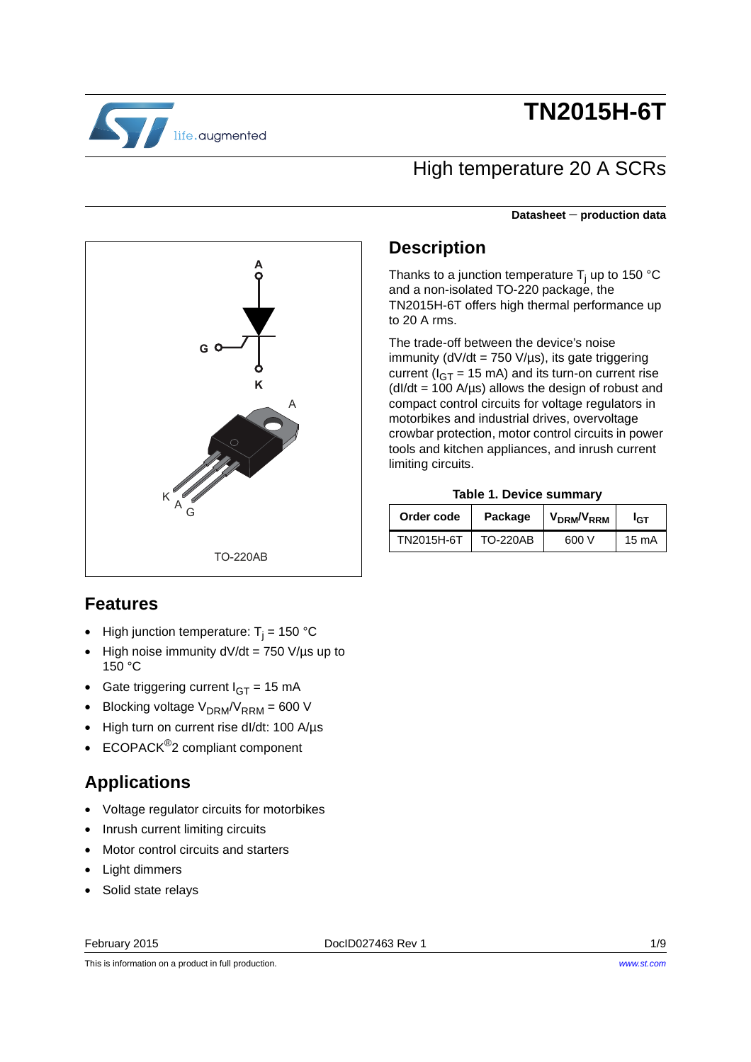# TN2015H-6T

## High temperature 20 A SCRs

**Datasheet — production data**

TO-220AB

## Description

Thanks to a junction temperature $T_j$ up to 150 °C and a non-isolated TO-220 package, the TN2015H-6T offers high thermal performance up to 20 A rms.

The trade-off between the device's noise immunity (dV/dt = 750 V/µs), its gate triggering current ($I_{GT}$ = 15 mA) and its turn-on current rise (dI/dt = 100 A/µs) allows the design of robust and compact control circuits for voltage regulators in motorbikes and industrial drives, overvoltage crowbar protection, motor control circuits in power tools and kitchen appliances, and inrush current limiting circuits.

**Table 1. Device summary**

| Order code | Package | $V_{DRM}/V_{RRM}$ | $I_{GT}$ |
|---|---|---|---|
| TN2015H-6T | TO-220AB | 600 V | 15 mA |

## Features

- High junction temperature: $T_j$ = 150 °C
- High noise immunity dV/dt = 750 V/µs up to 150 °C
- Gate triggering current $I_{GT}$ = 15 mA
- Blocking voltage $V_{DRM}/V_{RRM}$ = 600 V
- High turn on current rise dI/dt: 100 A/µs
- ECOPACK®2 compliant component

## Applications

- Voltage regulator circuits for motorbikes
- Inrush current limiting circuits
- Motor control circuits and starters
- Light dimmers
- Solid state relays

February 2015 DocID027463 Rev 1

This is information on a product in full production.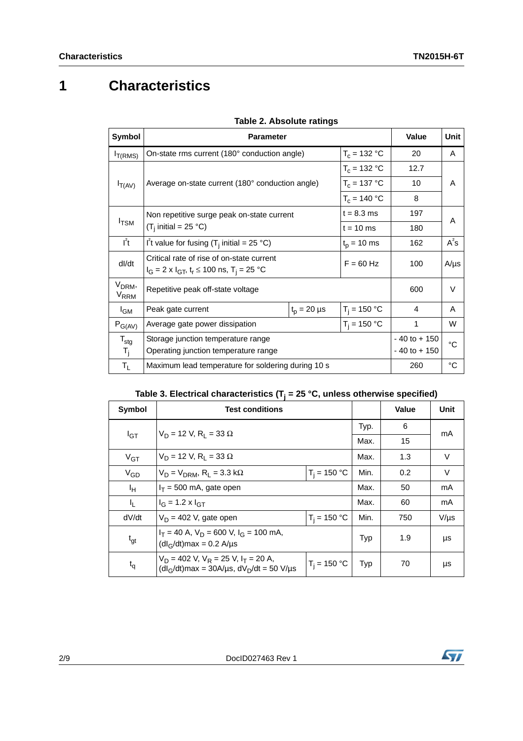# 1 Characteristics

**Table 2. Absolute ratings**

| Symbol | Parameter | | | Value | Unit |
|---|---|---|---|---|---|
| $I_{T(RMS)}$ | On-state rms current (180° conduction angle) | | $T_c$ = 132 °C | 20 | A |
| $I_{T(AV)}$ | Average on-state current (180° conduction angle) | | $T_c$ = 132 °C | 12.7 | A |
| | | | $T_c$ = 137 °C | 10 | |
| | | | $T_c$ = 140 °C | 8 | |
| $I_{TSM}$ | Non repetitive surge peak on-state current ($T_j$ initial = 25 °C) | | t = 8.3 ms | 197 | A |
| | | | t = 10 ms | 180 | |
| $I^2t$ | $I^2t$ value for fusing ($T_j$ initial = 25 °C) | | $t_p$ = 10 ms | 162 | $A^2s$ |
| dI/dt | Critical rate of rise of on-state current $I_G = 2 \times I_{GT}$, $t_r \leq 100$ ns, $T_j$ = 25 °C | | F = 60 Hz | 100 | A/µs |
| $V_{DRM}$, $V_{RRM}$ | Repetitive peak off-state voltage | | | 600 | V |
| $I_{GM}$ | Peak gate current | $t_p$ = 20 µs | $T_j$ = 150 °C | 4 | A |
| $P_{G(AV)}$ | Average gate power dissipation | | $T_j$ = 150 °C | 1 | W |
| $T_{stg}$ | Storage junction temperature range | | | - 40 to + 150 | °C |
| $T_j$ | Operating junction temperature range | | | - 40 to + 150 | |
| $T_L$ | Maximum lead temperature for soldering during 10 s | | | 260 | °C |

**Table 3. Electrical characteristics ($T_j$ = 25 °C, unless otherwise specified)**

| Symbol | Test conditions | | | Value | Unit |
|---|---|---|---|---|---|
| $I_{GT}$ | $V_D$ = 12 V, $R_L$ = 33 Ω | | Typ. | 6 | mA |
| | | | Max. | 15 | |
| $V_{GT}$ | $V_D$ = 12 V, $R_L$ = 33 Ω | | Max. | 1.3 | V |
| $V_{GD}$ | $V_D = V_{DRM}$, $R_L$ = 3.3 kΩ | $T_j$ = 150 °C | Min. | 0.2 | V |
| $I_H$ | $I_T$ = 500 mA, gate open | | Max. | 50 | mA |
| $I_L$ | $I_G = 1.2 \times I_{GT}$ | | Max. | 60 | mA |
| dV/dt | $V_D$ = 402 V, gate open | $T_j$ = 150 °C | Min. | 750 | V/µs |
| $t_{gt}$ | $I_T$ = 40 A, $V_D$ = 600 V, $I_G$ = 100 mA, $(dI_G/dt)max$ = 0.2 A/µs | | Typ | 1.9 | µs |
| $t_q$ | $V_D$ = 402 V, $V_R$ = 25 V, $I_T$ = 20 A, $(dI_G/dt)max$ = 30A/µs, $dV_D/dt$ = 50 V/µs | $T_j$ = 150 °C | Typ | 70 | µs |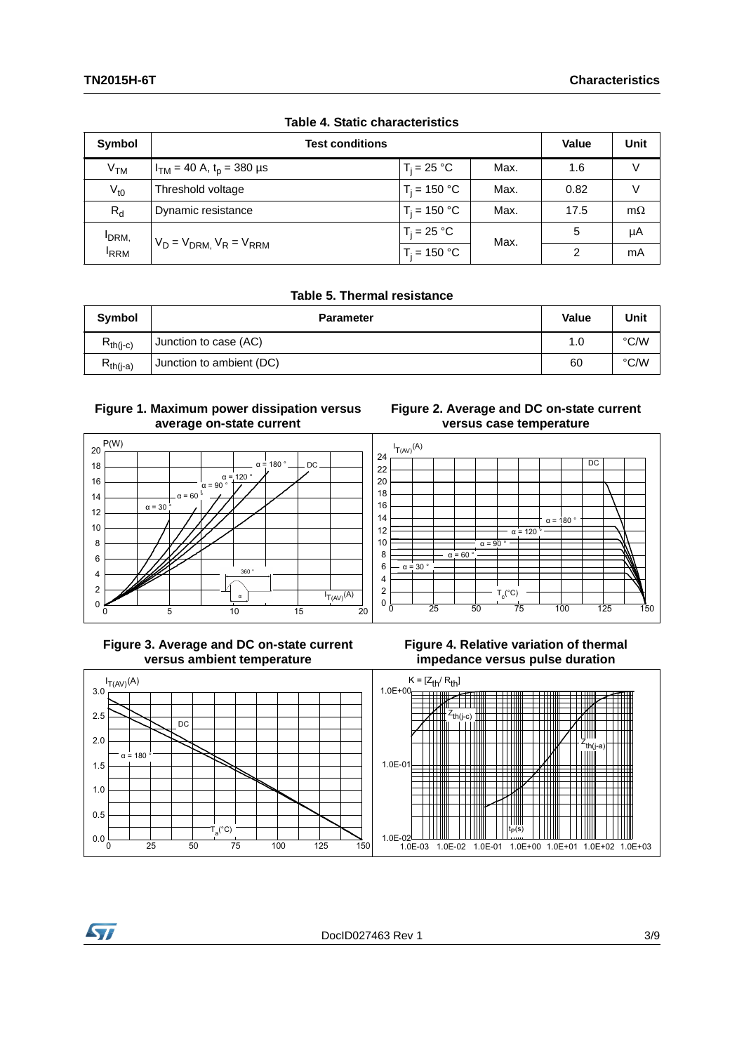**Table 4. Static characteristics**

| Symbol | Test conditions | | | Value | Unit |
|---|---|---|---|---|---|
| $V_{TM}$ | $I_{TM}$ = 40 A, $t_p$ = 380 µs | $T_j$ = 25 °C | Max. | 1.6 | V |
| $V_{t0}$ | Threshold voltage | $T_j$ = 150 °C | Max. | 0.82 | V |
| $R_d$ | Dynamic resistance | $T_j$ = 150 °C | Max. | 17.5 | mΩ |
| $I_{DRM}$, $I_{RRM}$ | $V_D = V_{DRM}$, $V_R = V_{RRM}$ | $T_j$ = 25 °C | Max. | 5 | µA |
| | | $T_j$ = 150 °C | | 2 | mA |

**Table 5. Thermal resistance**

| Symbol | Parameter | Value | Unit |
|---|---|---|---|
| $R_{th(j-c)}$ | Junction to case (AC) | 1.0 | °C/W |
| $R_{th(j-a)}$ | Junction to ambient (DC) | 60 | °C/W |

**Figure 1. Maximum power dissipation versus average on-state current**

**Figure 2. Average and DC on-state current versus case temperature**

**Figure 3. Average and DC on-state current versus ambient temperature**

**Figure 4. Relative variation of thermal impedance versus pulse duration**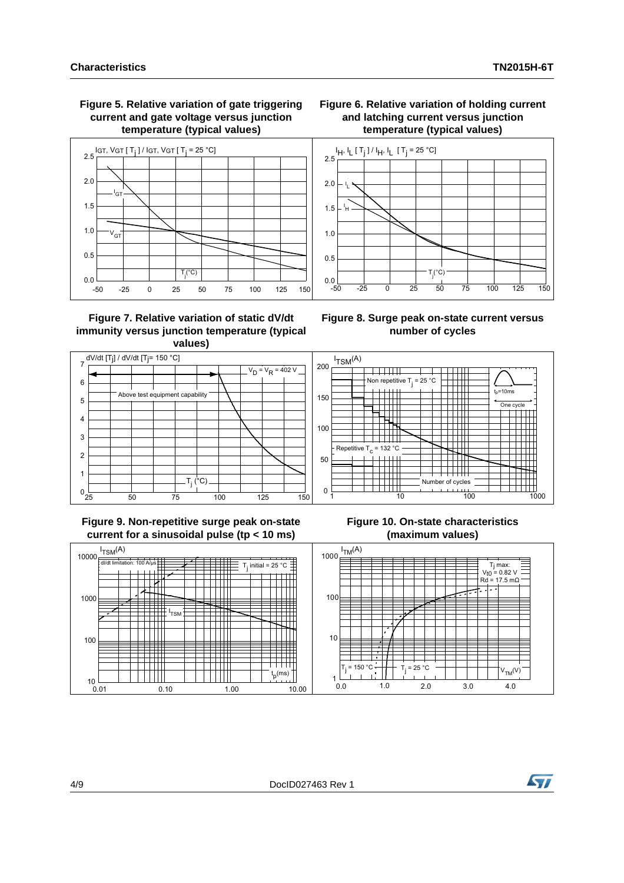**Figure 5. Relative variation of gate triggering current and gate voltage versus junction temperature (typical values)**

**Figure 6. Relative variation of holding current and latching current versus junction temperature (typical values)**

**Figure 7. Relative variation of static dV/dt immunity versus junction temperature (typical values)**

**Figure 8. Surge peak on-state current versus number of cycles**

**Figure 9. Non-repetitive surge peak on-state current for a sinusoidal pulse (tp < 10 ms)**

**Figure 10. On-state characteristics (maximum values)**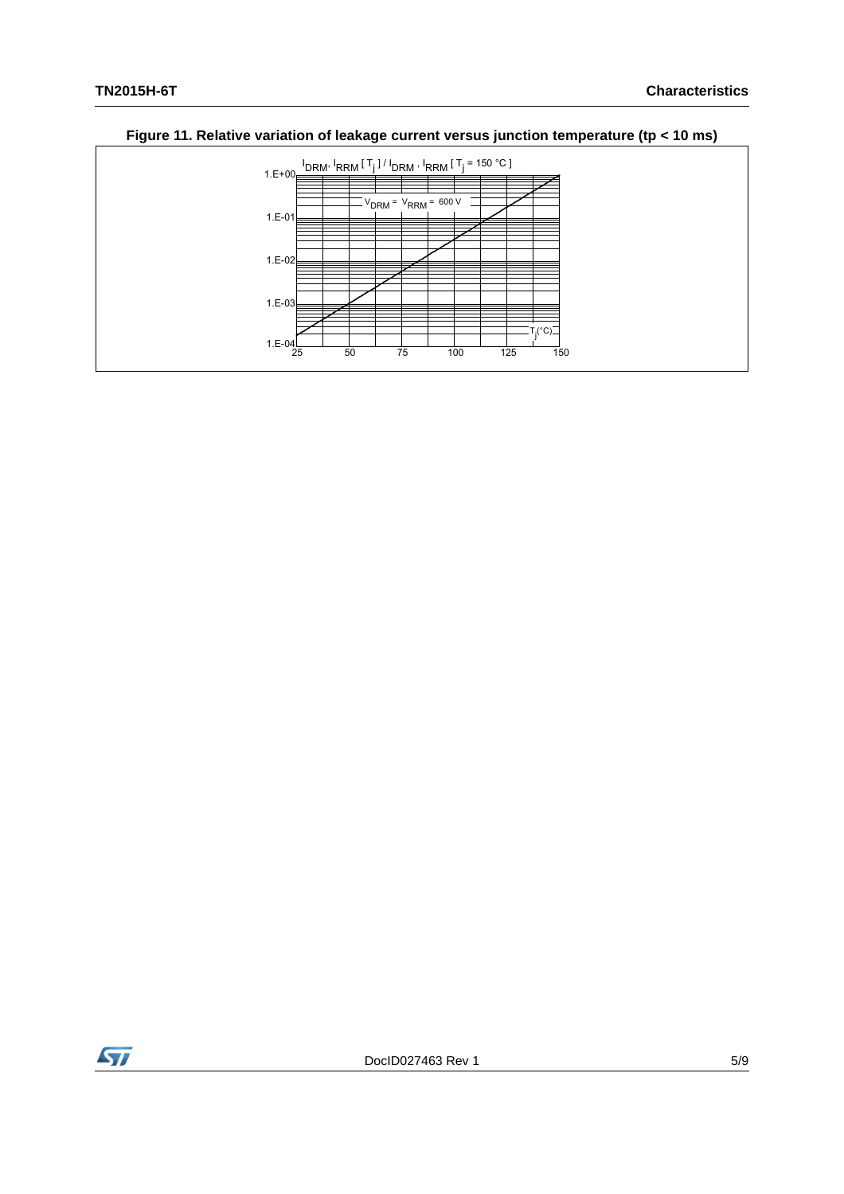**Figure 11. Relative variation of leakage current versus junction temperature (tp < 10 ms)**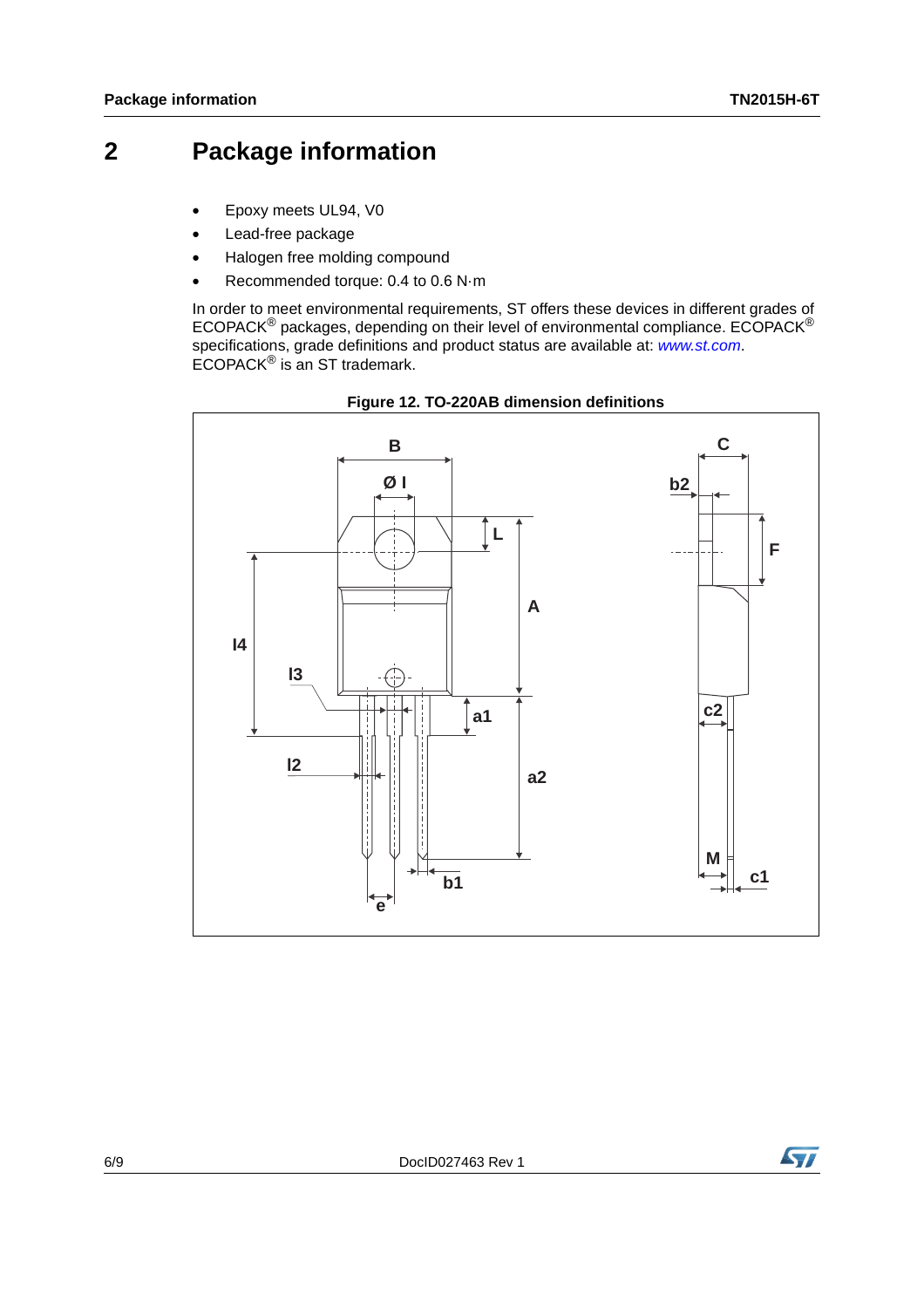# 2 Package information

- Epoxy meets UL94, V0
- Lead-free package
- Halogen free molding compound
- Recommended torque: 0.4 to 0.6 N·m

In order to meet environmental requirements, ST offers these devices in different grades of ECOPACK® packages, depending on their level of environmental compliance. ECOPACK® specifications, grade definitions and product status are available at: *www.st.com*. ECOPACK® is an ST trademark.

**Figure 12. TO-220AB dimension definitions**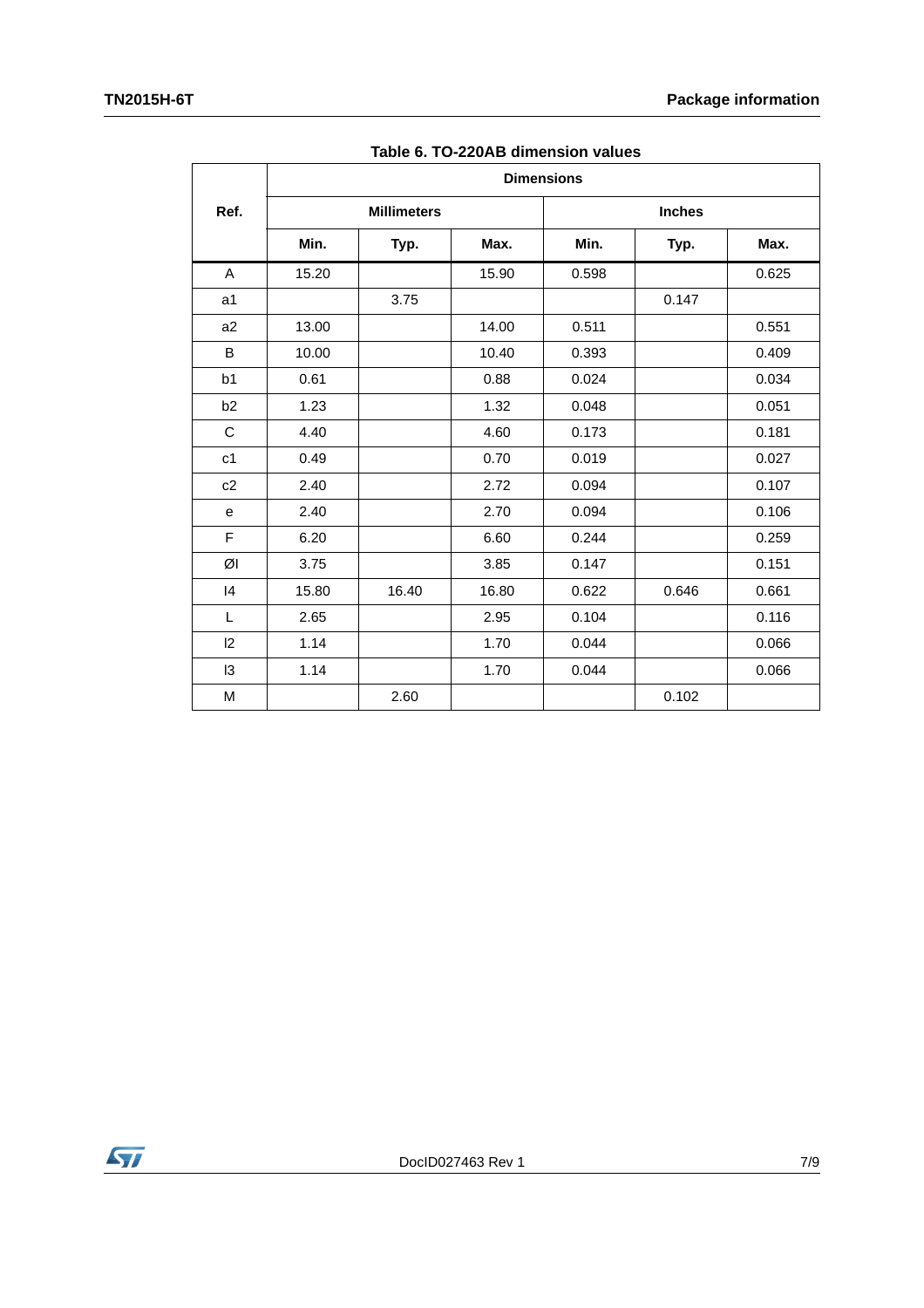Table 6. TO-220AB dimension values

| Ref. | Dimensions | | | | | |
|---|---|---|---|---|---|---|
| | Millimeters | | | Inches | | |
| | Min. | Typ. | Max. | Min. | Typ. | Max. |
| A | 15.20 | | 15.90 | 0.598 | | 0.625 |
| a1 | | 3.75 | | | 0.147 | |
| a2 | 13.00 | | 14.00 | 0.511 | | 0.551 |
| B | 10.00 | | 10.40 | 0.393 | | 0.409 |
| b1 | 0.61 | | 0.88 | 0.024 | | 0.034 |
| b2 | 1.23 | | 1.32 | 0.048 | | 0.051 |
| C | 4.40 | | 4.60 | 0.173 | | 0.181 |
| c1 | 0.49 | | 0.70 | 0.019 | | 0.027 |
| c2 | 2.40 | | 2.72 | 0.094 | | 0.107 |
| e | 2.40 | | 2.70 | 0.094 | | 0.106 |
| F | 6.20 | | 6.60 | 0.244 | | 0.259 |
| ØI | 3.75 | | 3.85 | 0.147 | | 0.151 |
| I4 | 15.80 | 16.40 | 16.80 | 0.622 | 0.646 | 0.661 |
| L | 2.65 | | 2.95 | 0.104 | | 0.116 |
| l2 | 1.14 | | 1.70 | 0.044 | | 0.066 |
| l3 | 1.14 | | 1.70 | 0.044 | | 0.066 |
| M | | 2.60 | | | 0.102 | |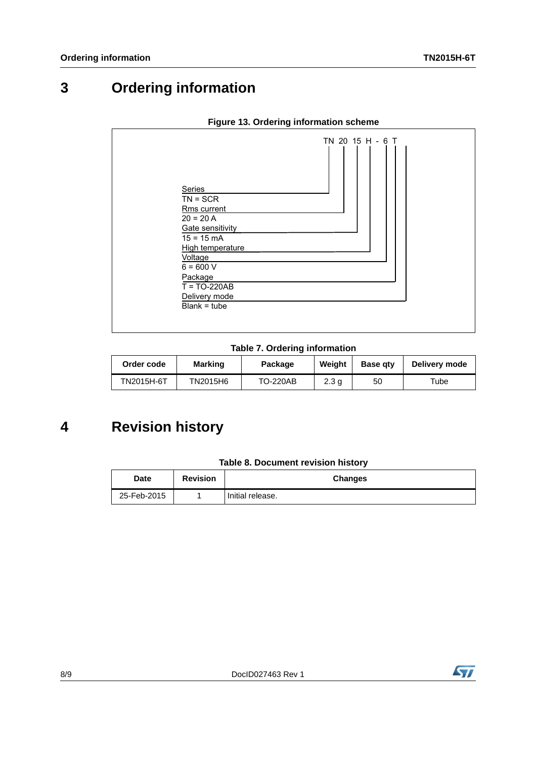# 3 Ordering information

**Figure 13. Ordering information scheme**

TN 20 15 H - 6 T

- Series
  - TN = SCR
- Rms current
  - 20 = 20 A
- Gate sensitivity
  - 15 = 15 mA
- High temperature
- Voltage
  - 6 = 600 V
- Package
  - T = TO-220AB
- Delivery mode
  - Blank = tube

**Table 7. Ordering information**

| Order code | Marking | Package | Weight | Base qty | Delivery mode |
|---|---|---|---|---|---|
| TN2015H-6T | TN2015H6 | TO-220AB | 2.3 g | 50 | Tube |

# 4 Revision history

**Table 8. Document revision history**

| Date | Revision | Changes |
|---|---|---|
| 25-Feb-2015 | 1 | Initial release. |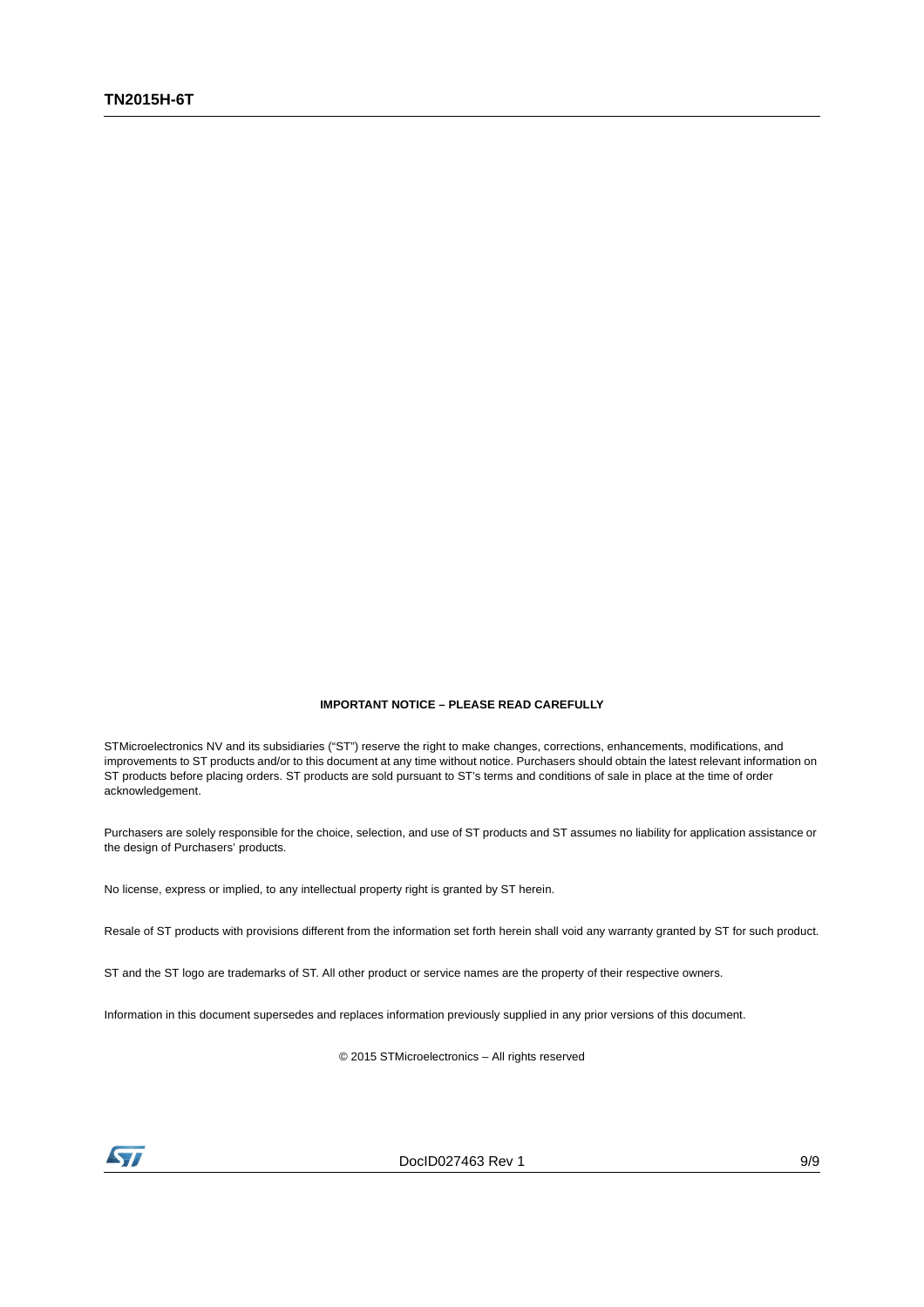**IMPORTANT NOTICE – PLEASE READ CAREFULLY**

STMicroelectronics NV and its subsidiaries (“ST”) reserve the right to make changes, corrections, enhancements, modifications, and improvements to ST products and/or to this document at any time without notice. Purchasers should obtain the latest relevant information on ST products before placing orders. ST products are sold pursuant to ST’s terms and conditions of sale in place at the time of order acknowledgement.

Purchasers are solely responsible for the choice, selection, and use of ST products and ST assumes no liability for application assistance or the design of Purchasers’ products.

No license, express or implied, to any intellectual property right is granted by ST herein.

Resale of ST products with provisions different from the information set forth herein shall void any warranty granted by ST for such product.

ST and the ST logo are trademarks of ST. All other product or service names are the property of their respective owners.

Information in this document supersedes and replaces information previously supplied in any prior versions of this document.

© 2015 STMicroelectronics – All rights reserved